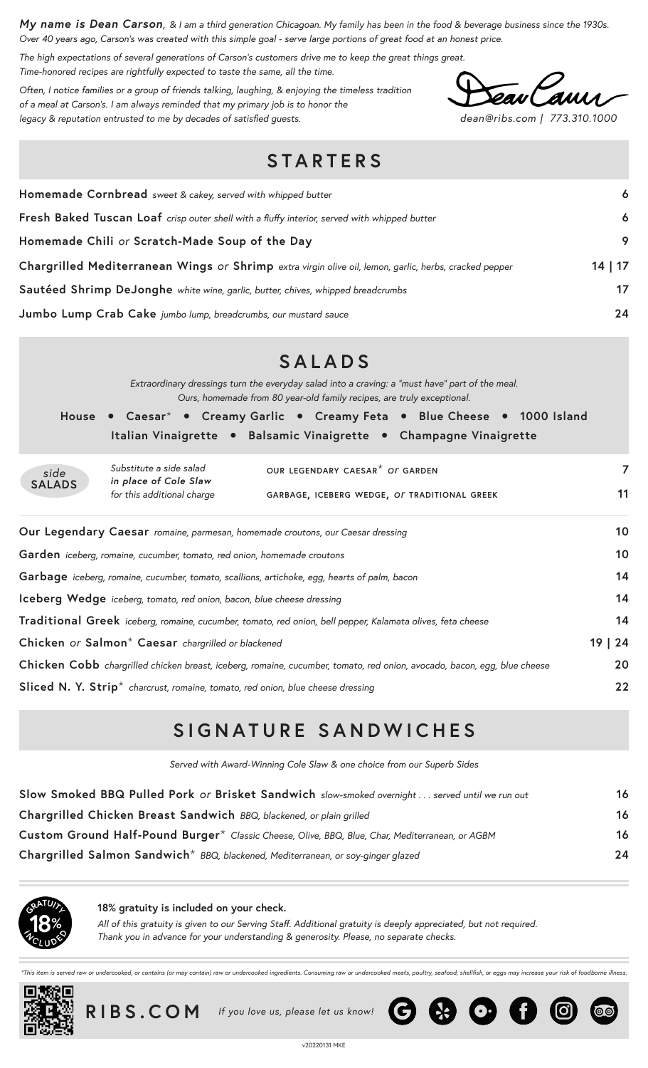***My name is Dean Carson**, & I am a third generation Chicagoan. My family has been in the food & beverage business since the 1930s. Over 40 years ago, Carson's was created with this simple goal - serve large portions of great food at an honest price.*

*The high expectations of several generations of Carson's customers drive me to keep the great things great. Time-honored recipes are rightfully expected to taste the same, all the time.*

*Often, I notice families or a group of friends talking, laughing, & enjoying the timeless tradition of a meal at Carson's. I am always reminded that my primary job is to honor the legacy & reputation entrusted to me by decades of satisfied guests.*

*dean@ribs.com | 773.310.1000*

# STARTERS

| | |
|---|---|
| **Homemade Cornbread** *sweet & cakey, served with whipped butter* | 6 |
| **Fresh Baked Tuscan Loaf** *crisp outer shell with a fluffy interior, served with whipped butter* | 6 |
| **Homemade Chili** *or* **Scratch-Made Soup of the Day** | 9 |
| **Chargrilled Mediterranean Wings** *or* **Shrimp** *extra virgin olive oil, lemon, garlic, herbs, cracked pepper* | 14 \| 17 |
| **Sautéed Shrimp DeJonghe** *white wine, garlic, butter, chives, whipped breadcrumbs* | 17 |
| **Jumbo Lump Crab Cake** *jumbo lump, breadcrumbs, our mustard sauce* | 24 |

# SALADS

*Extraordinary dressings turn the everyday salad into a craving: a "must have" part of the meal. Ours, homemade from 80 year-old family recipes, are truly exceptional.*

**House • Caesar* • Creamy Garlic • Creamy Feta • Blue Cheese • 1000 Island**
**Italian Vinaigrette • Balsamic Vinaigrette • Champagne Vinaigrette**

| *side* **SALADS** | *Substitute a side salad* ***in place of Cole Slaw*** *for this additional charge* | | |
|---|---|---|---|
| | | OUR LEGENDARY CAESAR* *or* GARDEN | 7 |
| | | GARBAGE, ICEBERG WEDGE, *or* TRADITIONAL GREEK | 11 |

| | |
|---|---|
| **Our Legendary Caesar** *romaine, parmesan, homemade croutons, our Caesar dressing* | 10 |
| **Garden** *iceberg, romaine, cucumber, tomato, red onion, homemade croutons* | 10 |
| **Garbage** *iceberg, romaine, cucumber, tomato, scallions, artichoke, egg, hearts of palm, bacon* | 14 |
| **Iceberg Wedge** *iceberg, tomato, red onion, bacon, blue cheese dressing* | 14 |
| **Traditional Greek** *iceberg, romaine, cucumber, tomato, red onion, bell pepper, Kalamata olives, feta cheese* | 14 |
| **Chicken** *or* **Salmon* Caesar** *chargrilled or blackened* | 19 \| 24 |
| **Chicken Cobb** *chargrilled chicken breast, iceberg, romaine, cucumber, tomato, red onion, avocado, bacon, egg, blue cheese* | 20 |
| **Sliced N. Y. Strip*** *charcrust, romaine, tomato, red onion, blue cheese dressing* | 22 |

# SIGNATURE SANDWICHES

*Served with Award-Winning Cole Slaw & one choice from our Superb Sides*

| | |
|---|---|
| **Slow Smoked BBQ Pulled Pork** *or* **Brisket Sandwich** *slow-smoked overnight . . . served until we run out* | 16 |
| **Chargrilled Chicken Breast Sandwich** *BBQ, blackened, or plain grilled* | 16 |
| **Custom Ground Half-Pound Burger*** *Classic Cheese, Olive, BBQ, Blue, Char, Mediterranean, or AGBM* | 16 |
| **Chargrilled Salmon Sandwich*** *BBQ, blackened, Mediterranean, or soy-ginger glazed* | 24 |

GRATUITY 18% INCLUDED

**18% gratuity is included on your check.**
*All of this gratuity is given to our Serving Staff. Additional gratuity is deeply appreciated, but not required. Thank you in advance for your understanding & generosity. Please, no separate checks.*

*\*This item is served raw or undercooked, or contains (or may contain) raw or undercooked ingredients. Consuming raw or undercooked meats, poultry, seafood, shellfish, or eggs may increase your risk of foodborne illness.*

**RIBS.COM** *If you love us, please let us know!*

v20220131 MKE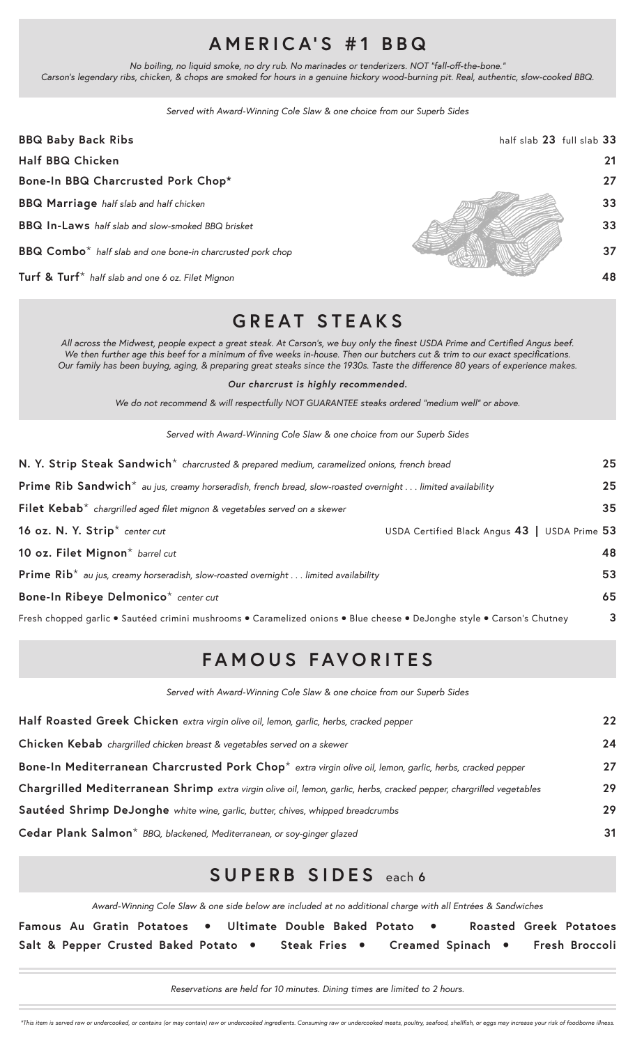# AMERICA'S #1 BBQ

*No boiling, no liquid smoke, no dry rub. No marinades or tenderizers. NOT "fall-off-the-bone." Carson's legendary ribs, chicken, & chops are smoked for hours in a genuine hickory wood-burning pit. Real, authentic, slow-cooked BBQ.*

*Served with Award-Winning Cole Slaw & one choice from our Superb Sides*

| | |
|---|---|
| **BBQ Baby Back Ribs** | half slab **23** full slab **33** |
| **Half BBQ Chicken** | **21** |
| **Bone-In BBQ Charcrusted Pork Chop*** | **27** |
| **BBQ Marriage** *half slab and half chicken* | **33** |
| **BBQ In-Laws** *half slab and slow-smoked BBQ brisket* | **33** |
| **BBQ Combo*** *half slab and one bone-in charcrusted pork chop* | **37** |
| **Turf & Turf*** *half slab and one 6 oz. Filet Mignon* | **48** |

# GREAT STEAKS

*All across the Midwest, people expect a great steak. At Carson's, we buy only the finest USDA Prime and Certified Angus beef. We then further age this beef for a minimum of five weeks in-house. Then our butchers cut & trim to our exact specifications. Our family has been buying, aging, & preparing great steaks since the 1930s. Taste the difference 80 years of experience makes.*

***Our charcrust is highly recommended.***

*We do not recommend & will respectfully NOT GUARANTEE steaks ordered "medium well" or above.*

*Served with Award-Winning Cole Slaw & one choice from our Superb Sides*

| | |
|---|---|
| **N. Y. Strip Steak Sandwich*** *charcrusted & prepared medium, caramelized onions, french bread* | **25** |
| **Prime Rib Sandwich*** *au jus, creamy horseradish, french bread, slow-roasted overnight . . . limited availability* | **25** |
| **Filet Kebab*** *chargrilled aged filet mignon & vegetables served on a skewer* | **35** |
| **16 oz. N. Y. Strip*** *center cut* | USDA Certified Black Angus **43** \| USDA Prime **53** |
| **10 oz. Filet Mignon*** *barrel cut* | **48** |
| **Prime Rib*** *au jus, creamy horseradish, slow-roasted overnight . . . limited availability* | **53** |
| **Bone-In Ribeye Delmonico*** *center cut* | **65** |
| Fresh chopped garlic • Sautéed crimini mushrooms • Caramelized onions • Blue cheese • DeJonghe style • Carson's Chutney | **3** |

# FAMOUS FAVORITES

*Served with Award-Winning Cole Slaw & one choice from our Superb Sides*

| | |
|---|---|
| **Half Roasted Greek Chicken** *extra virgin olive oil, lemon, garlic, herbs, cracked pepper* | **22** |
| **Chicken Kebab** *chargrilled chicken breast & vegetables served on a skewer* | **24** |
| **Bone-In Mediterranean Charcrusted Pork Chop*** *extra virgin olive oil, lemon, garlic, herbs, cracked pepper* | **27** |
| **Chargrilled Mediterranean Shrimp** *extra virgin olive oil, lemon, garlic, herbs, cracked pepper, chargrilled vegetables* | **29** |
| **Sautéed Shrimp DeJonghe** *white wine, garlic, butter, chives, whipped breadcrumbs* | **29** |
| **Cedar Plank Salmon*** *BBQ, blackened, Mediterranean, or soy-ginger glazed* | **31** |

# SUPERB SIDES each 6

*Award-Winning Cole Slaw & one side below are included at no additional charge with all Entrées & Sandwiches*

**Famous Au Gratin Potatoes • Ultimate Double Baked Potato • Roasted Greek Potatoes**
**Salt & Pepper Crusted Baked Potato • Steak Fries • Creamed Spinach • Fresh Broccoli**

*Reservations are held for 10 minutes. Dining times are limited to 2 hours.*

*\*This item is served raw or undercooked, or contains (or may contain) raw or undercooked ingredients. Consuming raw or undercooked meats, poultry, seafood, shellfish, or eggs may increase your risk of foodborne illness.*